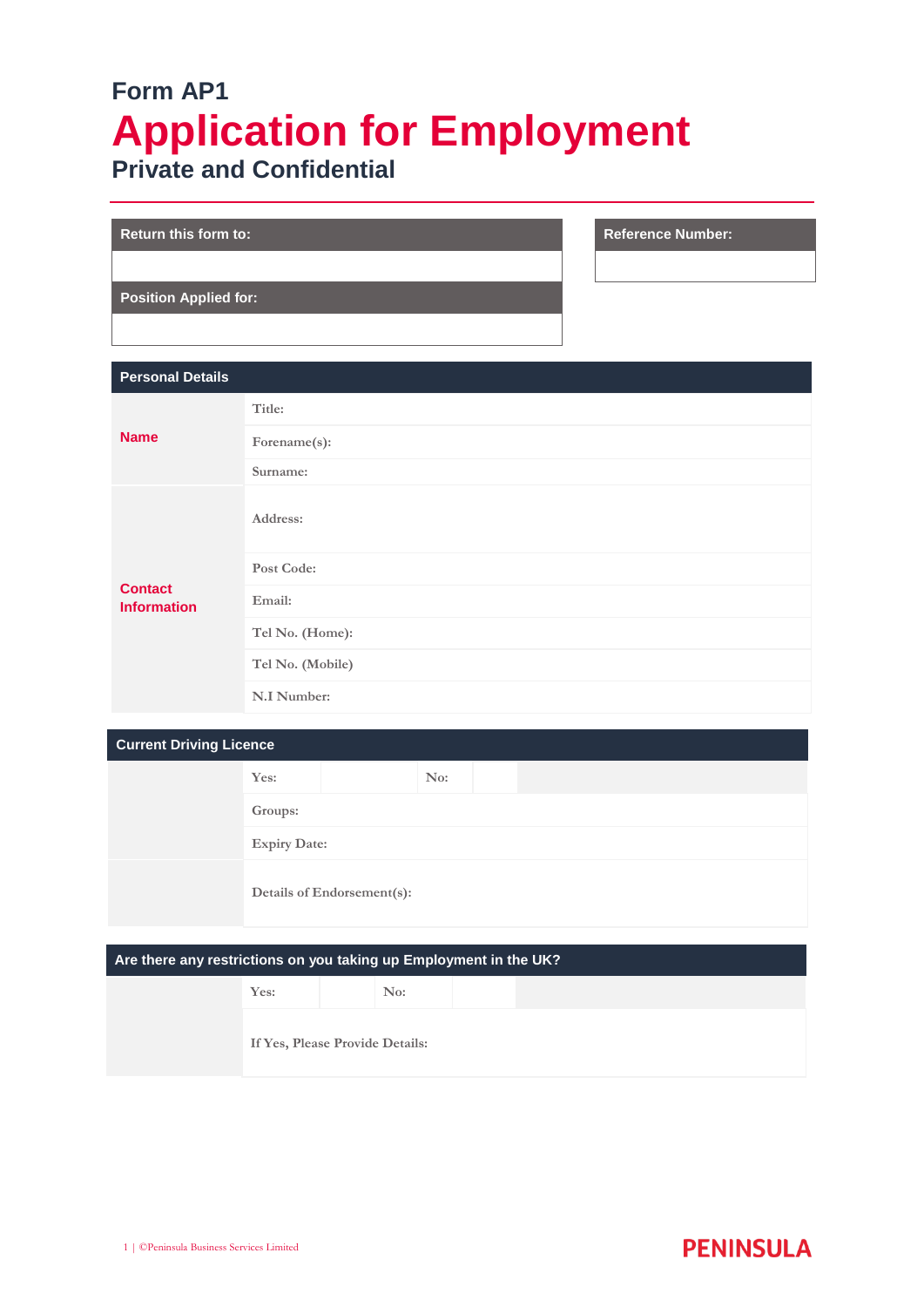Form AP1

# Application for Employment

## Private and Confidential

| Return this form to: |
|---|
| |
| **Position Applied for:** |
| |

| Reference Number: |
|---|
| |

| Personal Details | |
|---|---|
| **Name** | Title: |
| | Forename(s): |
| | Surname: |
| **Contact Information** | Address: |
| | Post Code: |
| | Email: |
| | Tel No. (Home): |
| | Tel No. (Mobile) |
| | N.I Number: |

| Current Driving Licence | | | | |
|---|---|---|---|---|
| | Yes: | | No: | |
| | Groups: | | | |
| | Expiry Date: | | | |
| | Details of Endorsement(s): | | | |

| Are there any restrictions on you taking up Employment in the UK? | | | | |
|---|---|---|---|---|
| | Yes: | | No: | |
| | If Yes, Please Provide Details: | | | |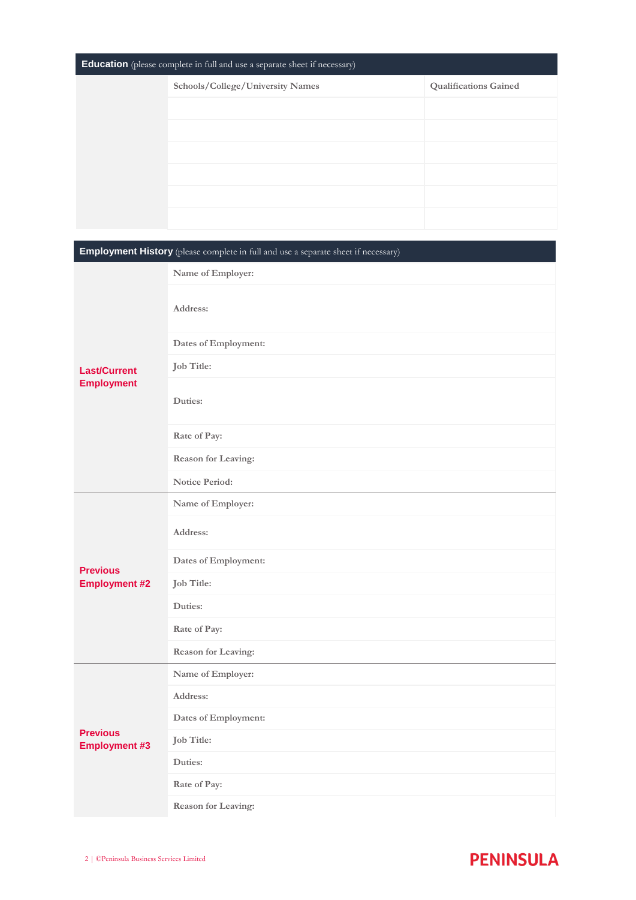## Education (please complete in full and use a separate sheet if necessary)

| Schools/College/University Names | Qualifications Gained |
|---|---|
| | |
| | |
| | |
| | |
| | |
| | |

## Employment History (please complete in full and use a separate sheet if necessary)

| | |
|---|---|
| **Last/Current Employment** | Name of Employer: |
| | Address: |
| | Dates of Employment: |
| | Job Title: |
| | Duties: |
| | Rate of Pay: |
| | Reason for Leaving: |
| | Notice Period: |
| **Previous Employment #2** | Name of Employer: |
| | Address: |
| | Dates of Employment: |
| | Job Title: |
| | Duties: |
| | Rate of Pay: |
| | Reason for Leaving: |
| **Previous Employment #3** | Name of Employer: |
| | Address: |
| | Dates of Employment: |
| | Job Title: |
| | Duties: |
| | Rate of Pay: |
| | Reason for Leaving: |

©Peninsula Business Services Limited

PENINSULA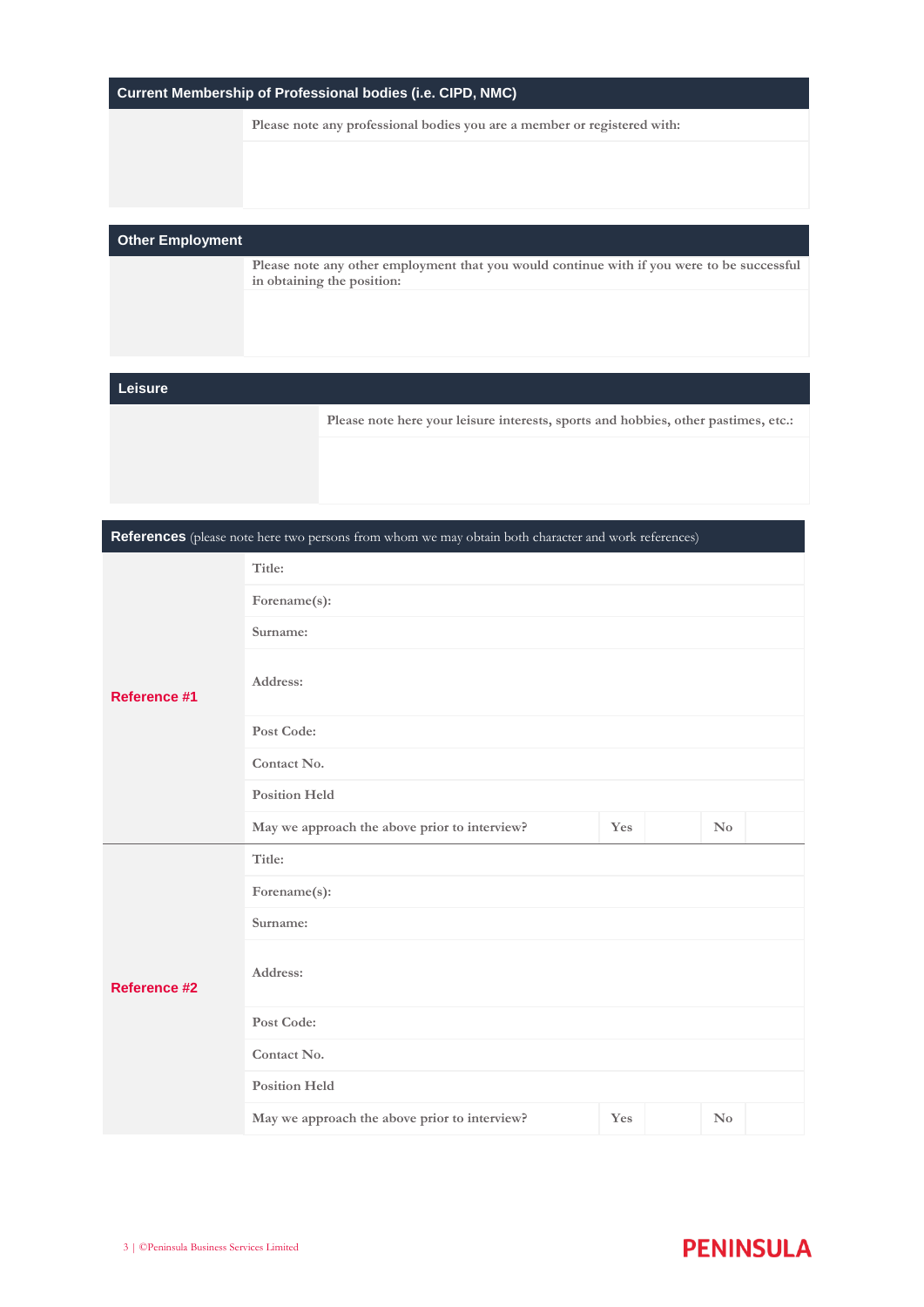## Current Membership of Professional bodies (i.e. CIPD, NMC)

| | Please note any professional bodies you are a member or registered with: |
|---|---|
| | |

## Other Employment

| | Please note any other employment that you would continue with if you were to be successful in obtaining the position: |
|---|---|
| | |

## Leisure

| | Please note here your leisure interests, sports and hobbies, other pastimes, etc.: |
|---|---|
| | |

## References (please note here two persons from whom we may obtain both character and work references)

| | | | | | |
|---|---|---|---|---|---|
| **Reference #1** | Title: | | | | |
| | Forename(s): | | | | |
| | Surname: | | | | |
| | Address: | | | | |
| | Post Code: | | | | |
| | Contact No. | | | | |
| | Position Held | | | | |
| | May we approach the above prior to interview? | Yes | | No | |
| **Reference #2** | Title: | | | | |
| | Forename(s): | | | | |
| | Surname: | | | | |
| | Address: | | | | |
| | Post Code: | | | | |
| | Contact No. | | | | |
| | Position Held | | | | |
| | May we approach the above prior to interview? | Yes | | No | |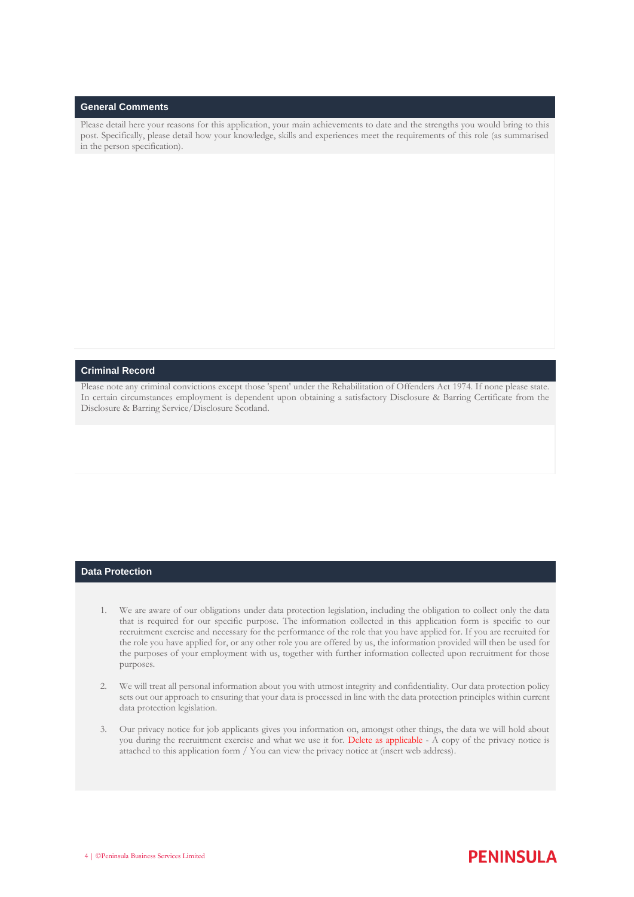## General Comments

Please detail here your reasons for this application, your main achievements to date and the strengths you would bring to this post. Specifically, please detail how your knowledge, skills and experiences meet the requirements of this role (as summarised in the person specification).

## Criminal Record

Please note any criminal convictions except those 'spent' under the Rehabilitation of Offenders Act 1974. If none please state. In certain circumstances employment is dependent upon obtaining a satisfactory Disclosure & Barring Certificate from the Disclosure & Barring Service/Disclosure Scotland.

## Data Protection

1. We are aware of our obligations under data protection legislation, including the obligation to collect only the data that is required for our specific purpose. The information collected in this application form is specific to our recruitment exercise and necessary for the performance of the role that you have applied for. If you are recruited for the role you have applied for, or any other role you are offered by us, the information provided will then be used for the purposes of your employment with us, together with further information collected upon recruitment for those purposes.

2. We will treat all personal information about you with utmost integrity and confidentiality. Our data protection policy sets out our approach to ensuring that your data is processed in line with the data protection principles within current data protection legislation.

3. Our privacy notice for job applicants gives you information on, amongst other things, the data we will hold about you during the recruitment exercise and what we use it for. Delete as applicable - A copy of the privacy notice is attached to this application form / You can view the privacy notice at (insert web address).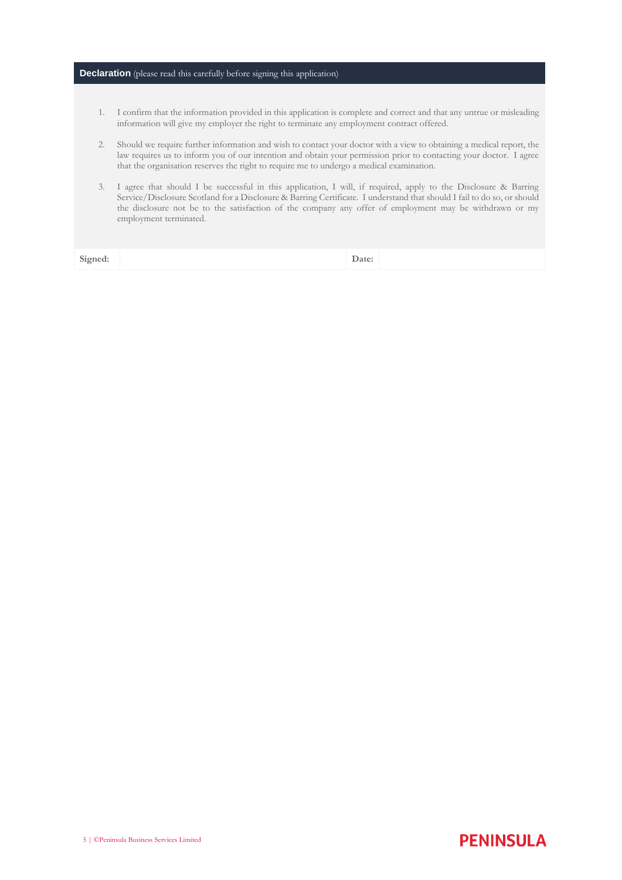## **Declaration** (please read this carefully before signing this application)

1. I confirm that the information provided in this application is complete and correct and that any untrue or misleading information will give my employer the right to terminate any employment contract offered.

2. Should we require further information and wish to contact your doctor with a view to obtaining a medical report, the law requires us to inform you of our intention and obtain your permission prior to contacting your doctor. I agree that the organisation reserves the right to require me to undergo a medical examination.

3. I agree that should I be successful in this application, I will, if required, apply to the Disclosure & Barring Service/Disclosure Scotland for a Disclosure & Barring Certificate. I understand that should I fail to do so, or should the disclosure not be to the satisfaction of the company any offer of employment may be withdrawn or my employment terminated.

| | | | |
|---|---|---|---|
| **Signed:** | | **Date:** | |

©Peninsula Business Services Limited

PENINSULA